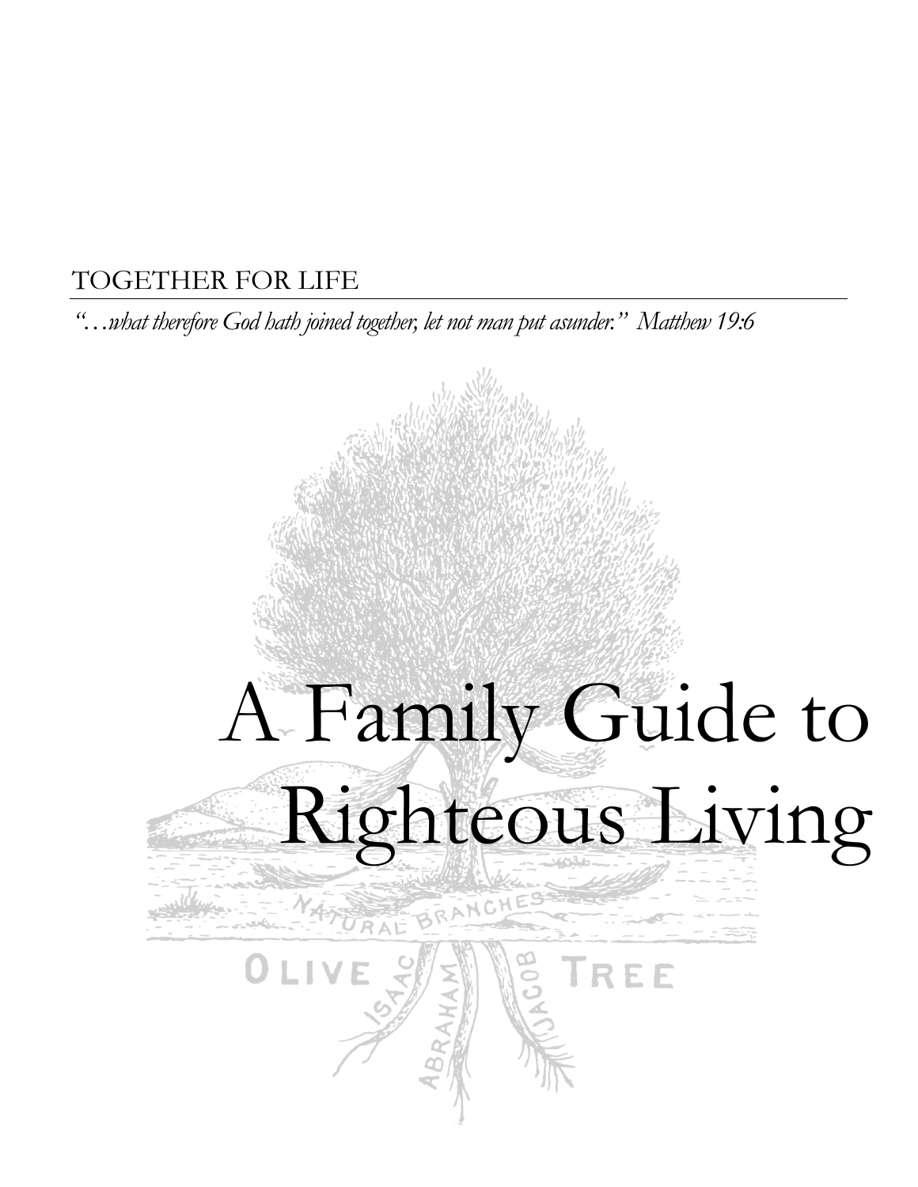TOGETHER FOR LIFE

*"…what therefore God hath joined together, let not man put asunder." Matthew 19:6*

# A Family Guide to Righteous Living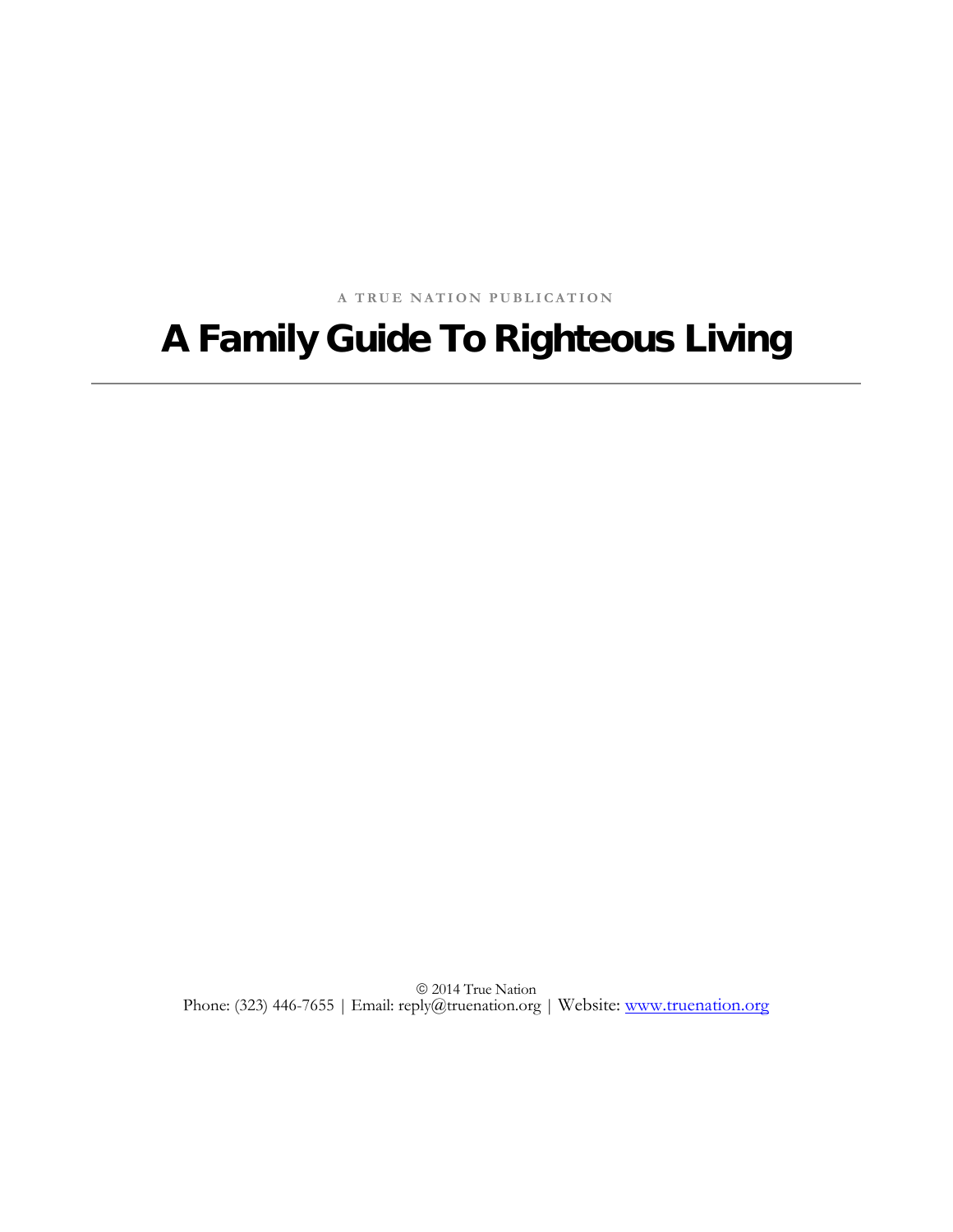A TRUE NATION PUBLICATION

# A Family Guide To Righteous Living

---

© 2014 True Nation
Phone: (323) 446-7655 | Email: reply@truenation.org | Website: www.truenation.org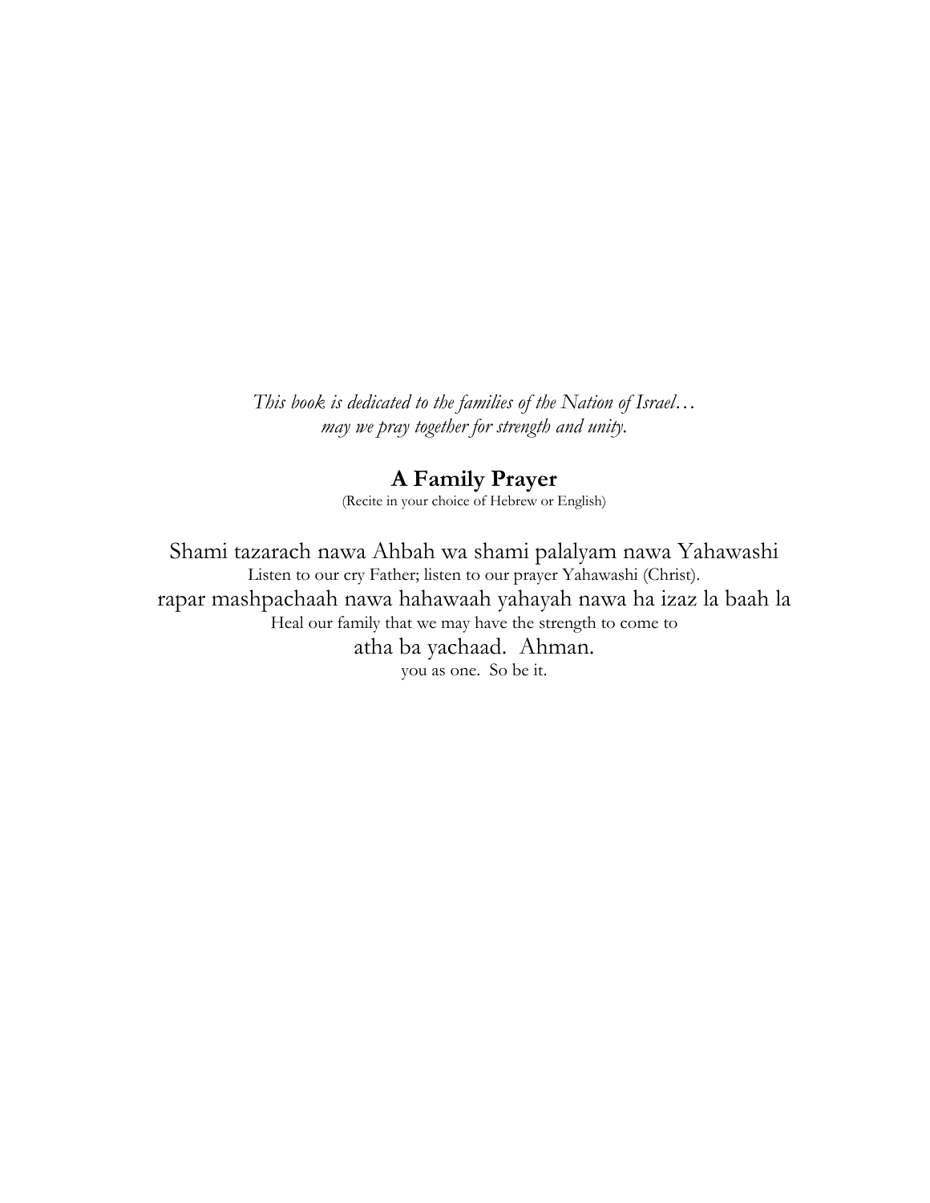*This book is dedicated to the families of the Nation of Israel…*
*may we pray together for strength and unity.*

## A Family Prayer

(Recite in your choice of Hebrew or English)

Shami tazarach nawa Ahbah wa shami palalyam nawa Yahawashi
Listen to our cry Father; listen to our prayer Yahawashi (Christ).
rapar mashpachaah nawa hahawaah yahayah nawa ha izaz la baah la
Heal our family that we may have the strength to come to
atha ba yachaad. Ahman.
you as one. So be it.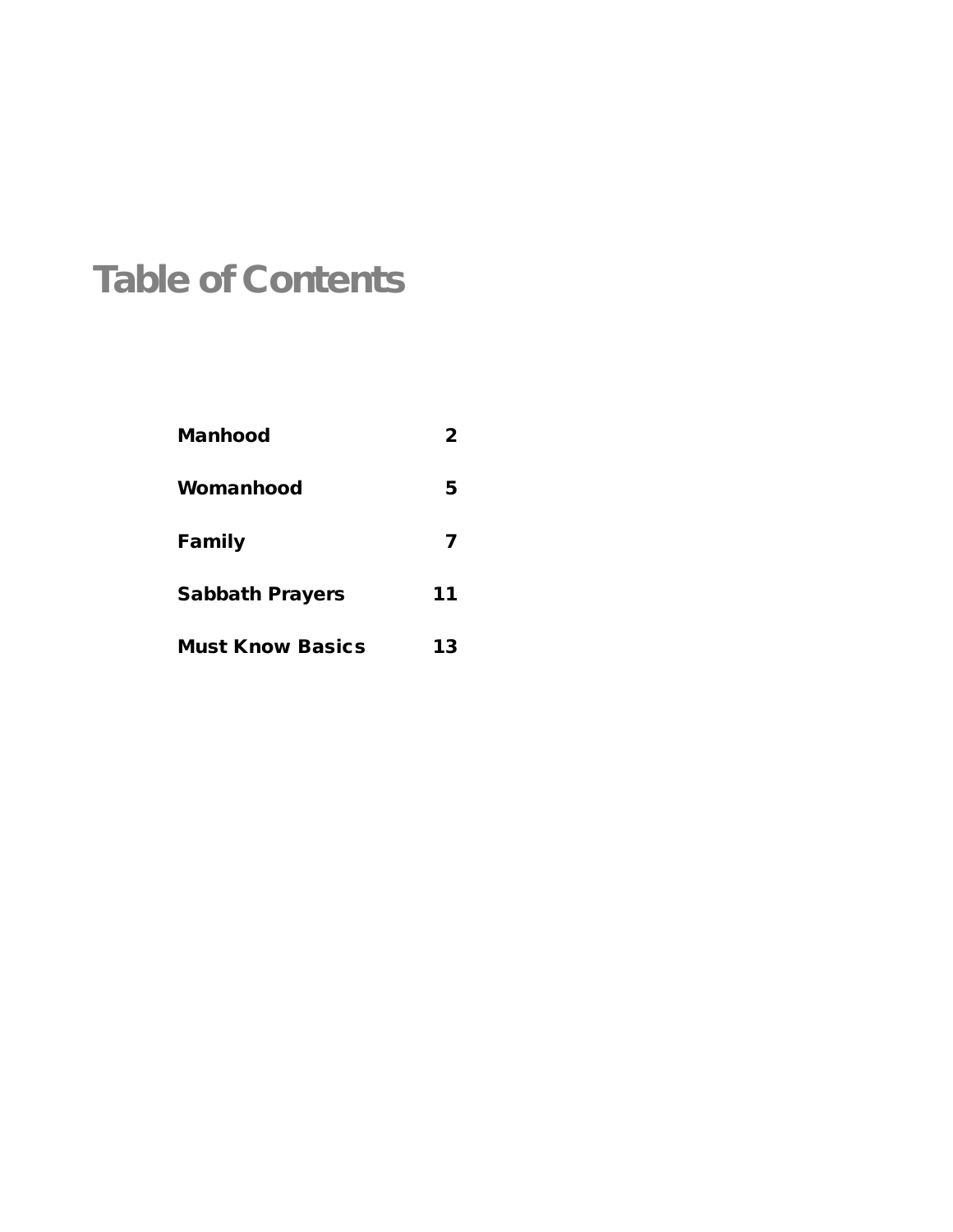# Table of Contents

| | |
|---|---|
| **Manhood** | **2** |
| **Womanhood** | **5** |
| **Family** | **7** |
| **Sabbath Prayers** | **11** |
| **Must Know Basics** | **13** |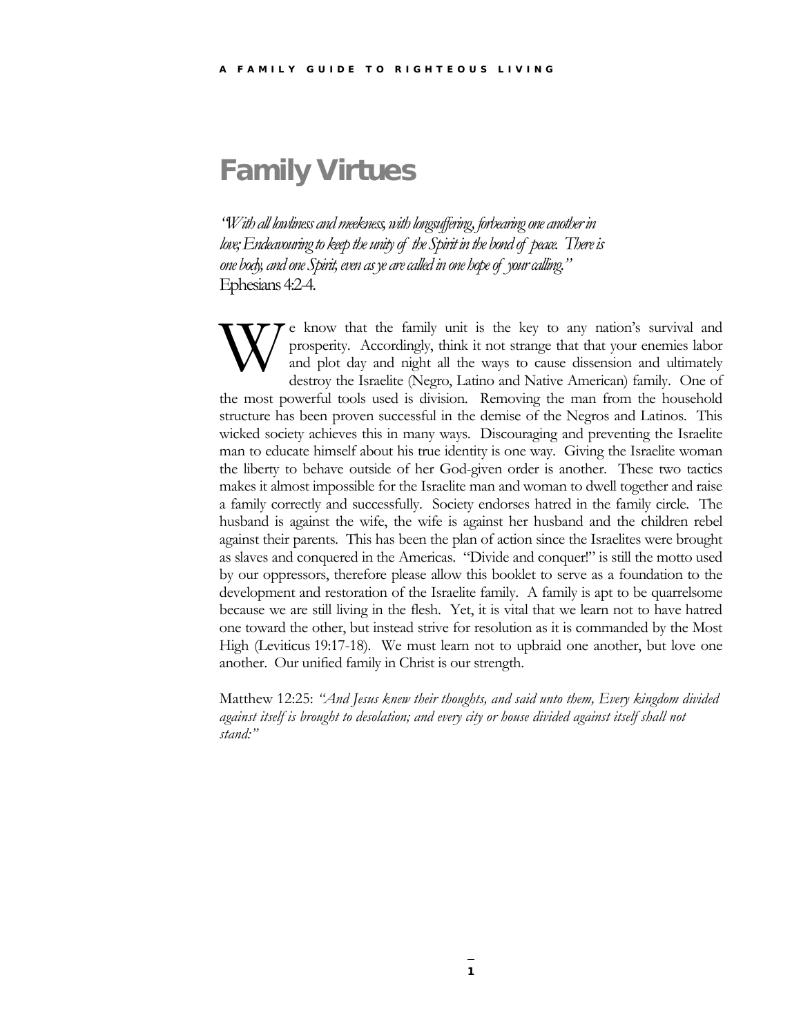# Family Virtues

*"With all lowliness and meekness, with longsuffering, forbearing one another in love; Endeavouring to keep the unity of the Spirit in the bond of peace. There is one body, and one Spirit, even as ye are called in one hope of your calling."*
Ephesians 4:2-4.

We know that the family unit is the key to any nation's survival and prosperity. Accordingly, think it not strange that that your enemies labor and plot day and night all the ways to cause dissension and ultimately destroy the Israelite (Negro, Latino and Native American) family. One of the most powerful tools used is division. Removing the man from the household structure has been proven successful in the demise of the Negros and Latinos. This wicked society achieves this in many ways. Discouraging and preventing the Israelite man to educate himself about his true identity is one way. Giving the Israelite woman the liberty to behave outside of her God-given order is another. These two tactics makes it almost impossible for the Israelite man and woman to dwell together and raise a family correctly and successfully. Society endorses hatred in the family circle. The husband is against the wife, the wife is against her husband and the children rebel against their parents. This has been the plan of action since the Israelites were brought as slaves and conquered in the Americas. "Divide and conquer!" is still the motto used by our oppressors, therefore please allow this booklet to serve as a foundation to the development and restoration of the Israelite family. A family is apt to be quarrelsome because we are still living in the flesh. Yet, it is vital that we learn not to have hatred one toward the other, but instead strive for resolution as it is commanded by the Most High (Leviticus 19:17-18). We must learn not to upbraid one another, but love one another. Our unified family in Christ is our strength.

Matthew 12:25: *"And Jesus knew their thoughts, and said unto them, Every kingdom divided against itself is brought to desolation; and every city or house divided against itself shall not stand:"*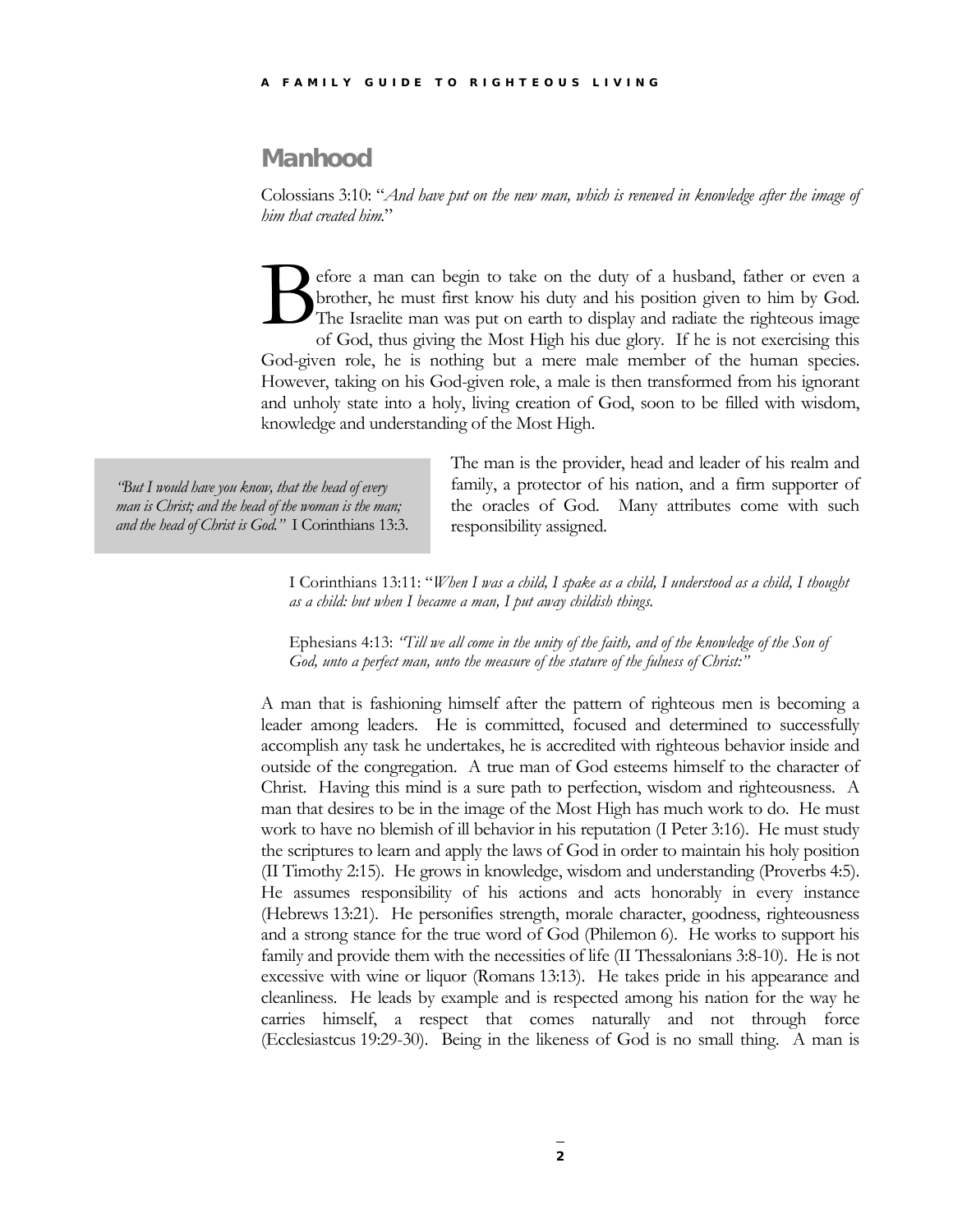## Manhood

Colossians 3:10: "*And have put on the new man, which is renewed in knowledge after the image of him that created him.*"

Before a man can begin to take on the duty of a husband, father or even a brother, he must first know his duty and his position given to him by God. The Israelite man was put on earth to display and radiate the righteous image of God, thus giving the Most High his due glory. If he is not exercising this God-given role, he is nothing but a mere male member of the human species. However, taking on his God-given role, a male is then transformed from his ignorant and unholy state into a holy, living creation of God, soon to be filled with wisdom, knowledge and understanding of the Most High.

> *"But I would have you know, that the head of every man is Christ; and the head of the woman is the man; and the head of Christ is God."* I Corinthians 13:3.

The man is the provider, head and leader of his realm and family, a protector of his nation, and a firm supporter of the oracles of God. Many attributes come with such responsibility assigned.

> I Corinthians 13:11: "*When I was a child, I spake as a child, I understood as a child, I thought as a child: but when I became a man, I put away childish things.*
>
> Ephesians 4:13: *"Till we all come in the unity of the faith, and of the knowledge of the Son of God, unto a perfect man, unto the measure of the stature of the fulness of Christ:"*

A man that is fashioning himself after the pattern of righteous men is becoming a leader among leaders. He is committed, focused and determined to successfully accomplish any task he undertakes, he is accredited with righteous behavior inside and outside of the congregation. A true man of God esteems himself to the character of Christ. Having this mind is a sure path to perfection, wisdom and righteousness. A man that desires to be in the image of the Most High has much work to do. He must work to have no blemish of ill behavior in his reputation (I Peter 3:16). He must study the scriptures to learn and apply the laws of God in order to maintain his holy position (II Timothy 2:15). He grows in knowledge, wisdom and understanding (Proverbs 4:5). He assumes responsibility of his actions and acts honorably in every instance (Hebrews 13:21). He personifies strength, morale character, goodness, righteousness and a strong stance for the true word of God (Philemon 6). He works to support his family and provide them with the necessities of life (II Thessalonians 3:8-10). He is not excessive with wine or liquor (Romans 13:13). He takes pride in his appearance and cleanliness. He leads by example and is respected among his nation for the way he carries himself, a respect that comes naturally and not through force (Ecclesiastcus 19:29-30). Being in the likeness of God is no small thing. A man is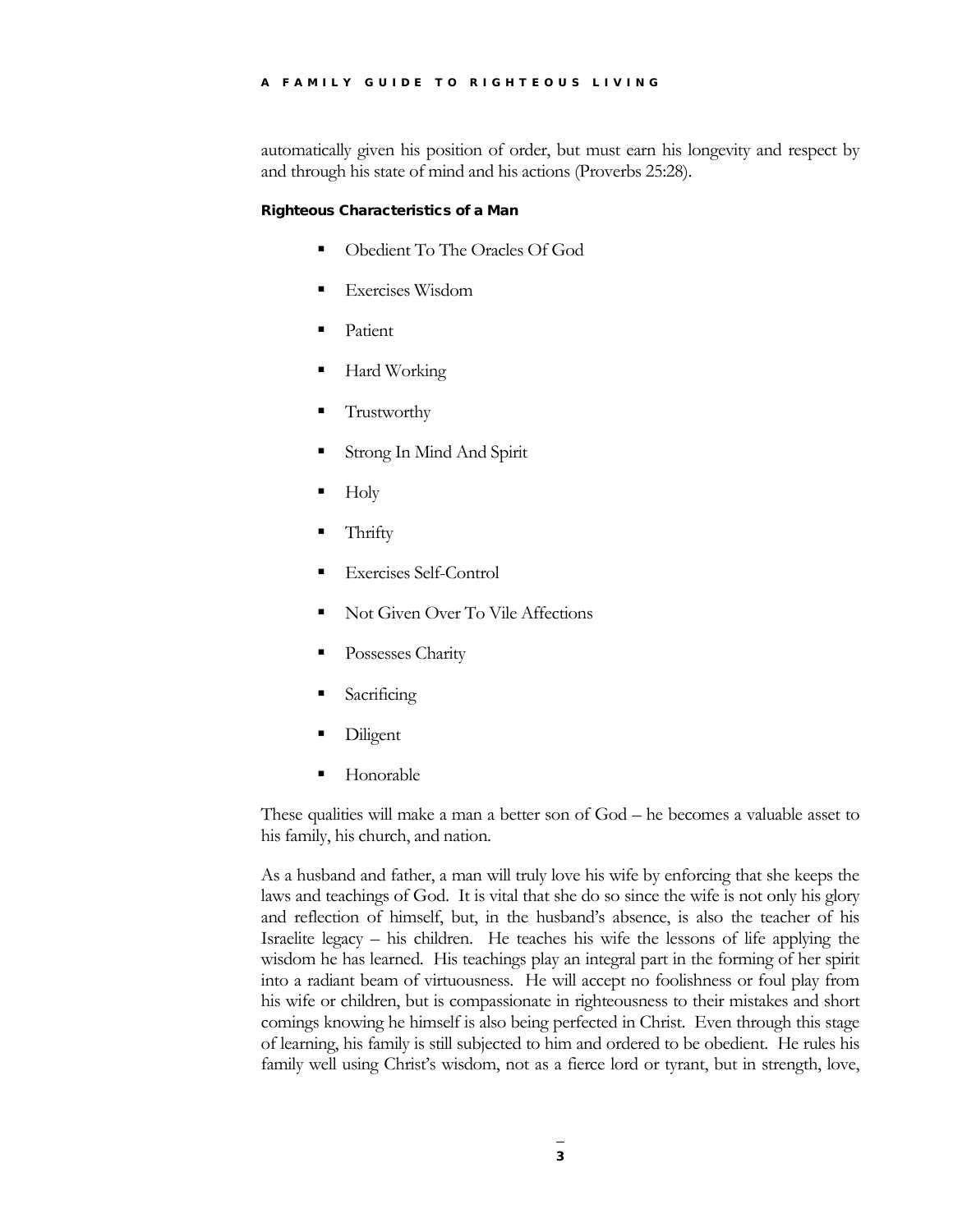automatically given his position of order, but must earn his longevity and respect by and through his state of mind and his actions (Proverbs 25:28).

#### Righteous Characteristics of a Man

- Obedient To The Oracles Of God
- Exercises Wisdom
- Patient
- Hard Working
- Trustworthy
- Strong In Mind And Spirit
- Holy
- Thrifty
- Exercises Self-Control
- Not Given Over To Vile Affections
- Possesses Charity
- Sacrificing
- Diligent
- Honorable

These qualities will make a man a better son of God – he becomes a valuable asset to his family, his church, and nation.

As a husband and father, a man will truly love his wife by enforcing that she keeps the laws and teachings of God. It is vital that she do so since the wife is not only his glory and reflection of himself, but, in the husband's absence, is also the teacher of his Israelite legacy – his children. He teaches his wife the lessons of life applying the wisdom he has learned. His teachings play an integral part in the forming of her spirit into a radiant beam of virtuousness. He will accept no foolishness or foul play from his wife or children, but is compassionate in righteousness to their mistakes and short comings knowing he himself is also being perfected in Christ. Even through this stage of learning, his family is still subjected to him and ordered to be obedient. He rules his family well using Christ's wisdom, not as a fierce lord or tyrant, but in strength, love,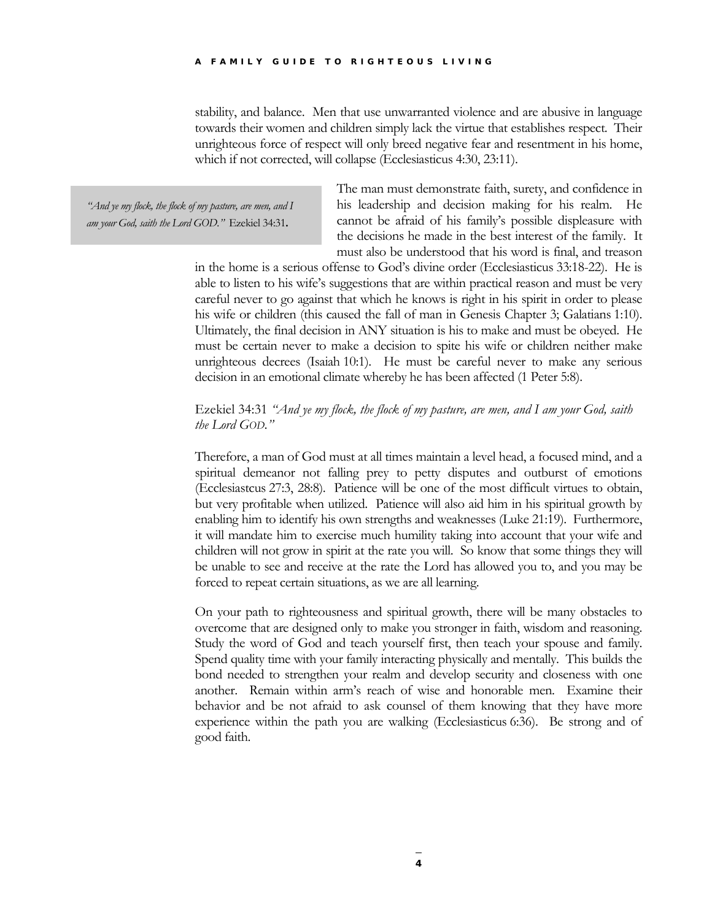stability, and balance. Men that use unwarranted violence and are abusive in language towards their women and children simply lack the virtue that establishes respect. Their unrighteous force of respect will only breed negative fear and resentment in his home, which if not corrected, will collapse (Ecclesiasticus 4:30, 23:11).

> *"And ye my flock, the flock of my pasture, are men, and I am your God, saith the Lord GOD."* Ezekiel 34:31.

The man must demonstrate faith, surety, and confidence in his leadership and decision making for his realm. He cannot be afraid of his family's possible displeasure with the decisions he made in the best interest of the family. It must also be understood that his word is final, and treason in the home is a serious offense to God's divine order (Ecclesiasticus 33:18-22). He is able to listen to his wife's suggestions that are within practical reason and must be very careful never to go against that which he knows is right in his spirit in order to please his wife or children (this caused the fall of man in Genesis Chapter 3; Galatians 1:10). Ultimately, the final decision in ANY situation is his to make and must be obeyed. He must be certain never to make a decision to spite his wife or children neither make unrighteous decrees (Isaiah 10:1). He must be careful never to make any serious decision in an emotional climate whereby he has been affected (1 Peter 5:8).

Ezekiel 34:31 *"And ye my flock, the flock of my pasture, are men, and I am your God, saith the Lord GOD."*

Therefore, a man of God must at all times maintain a level head, a focused mind, and a spiritual demeanor not falling prey to petty disputes and outburst of emotions (Ecclesiastcus 27:3, 28:8). Patience will be one of the most difficult virtues to obtain, but very profitable when utilized. Patience will also aid him in his spiritual growth by enabling him to identify his own strengths and weaknesses (Luke 21:19). Furthermore, it will mandate him to exercise much humility taking into account that your wife and children will not grow in spirit at the rate you will. So know that some things they will be unable to see and receive at the rate the Lord has allowed you to, and you may be forced to repeat certain situations, as we are all learning.

On your path to righteousness and spiritual growth, there will be many obstacles to overcome that are designed only to make you stronger in faith, wisdom and reasoning. Study the word of God and teach yourself first, then teach your spouse and family. Spend quality time with your family interacting physically and mentally. This builds the bond needed to strengthen your realm and develop security and closeness with one another. Remain within arm's reach of wise and honorable men. Examine their behavior and be not afraid to ask counsel of them knowing that they have more experience within the path you are walking (Ecclesiasticus 6:36). Be strong and of good faith.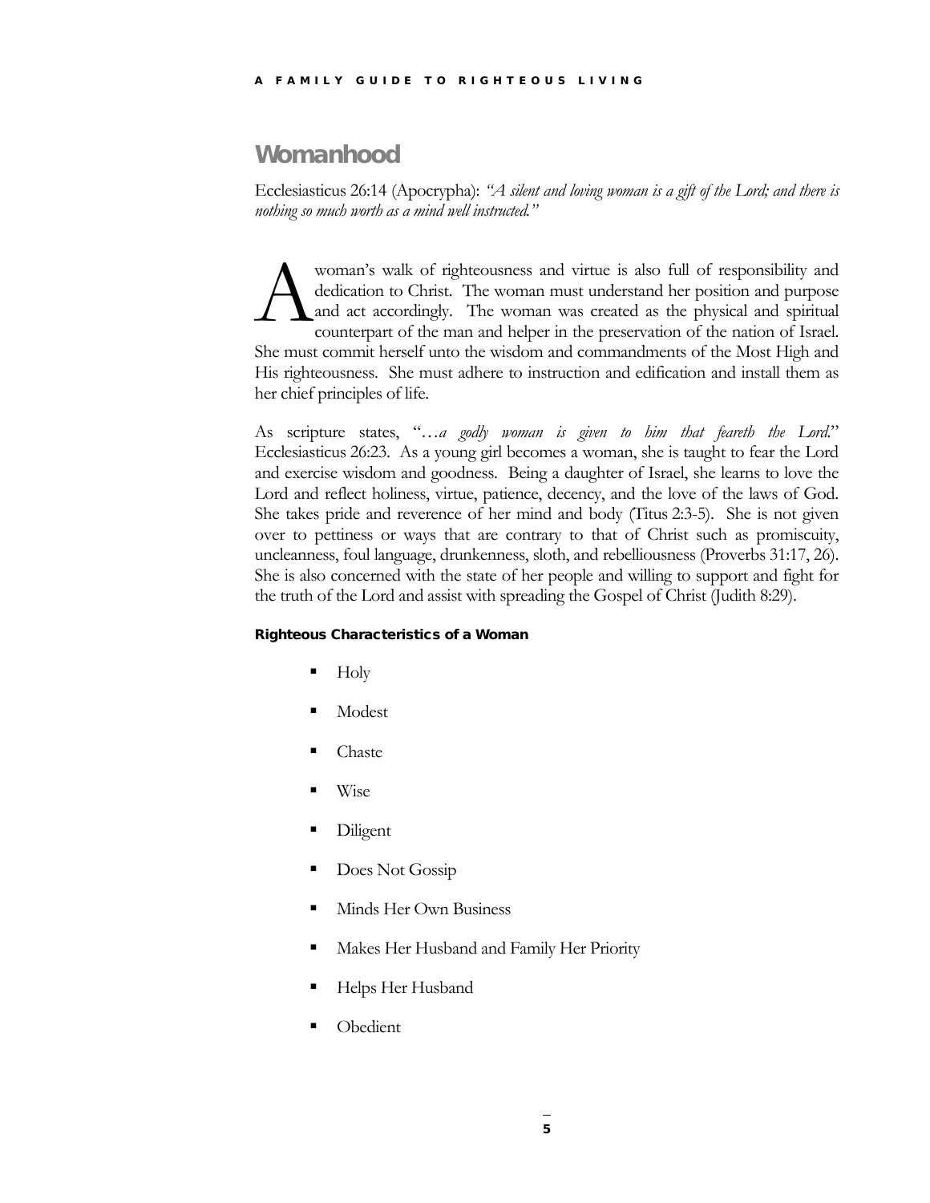## Womanhood

Ecclesiasticus 26:14 (Apocrypha): *"A silent and loving woman is a gift of the Lord; and there is nothing so much worth as a mind well instructed."*

A woman's walk of righteousness and virtue is also full of responsibility and dedication to Christ. The woman must understand her position and purpose and act accordingly. The woman was created as the physical and spiritual counterpart of the man and helper in the preservation of the nation of Israel. She must commit herself unto the wisdom and commandments of the Most High and His righteousness. She must adhere to instruction and edification and install them as her chief principles of life.

As scripture states, "…*a godly woman is given to him that feareth the Lord*." Ecclesiasticus 26:23. As a young girl becomes a woman, she is taught to fear the Lord and exercise wisdom and goodness. Being a daughter of Israel, she learns to love the Lord and reflect holiness, virtue, patience, decency, and the love of the laws of God. She takes pride and reverence of her mind and body (Titus 2:3-5). She is not given over to pettiness or ways that are contrary to that of Christ such as promiscuity, uncleanness, foul language, drunkenness, sloth, and rebelliousness (Proverbs 31:17, 26). She is also concerned with the state of her people and willing to support and fight for the truth of the Lord and assist with spreading the Gospel of Christ (Judith 8:29).

#### Righteous Characteristics of a Woman

- Holy
- Modest
- Chaste
- Wise
- Diligent
- Does Not Gossip
- Minds Her Own Business
- Makes Her Husband and Family Her Priority
- Helps Her Husband
- Obedient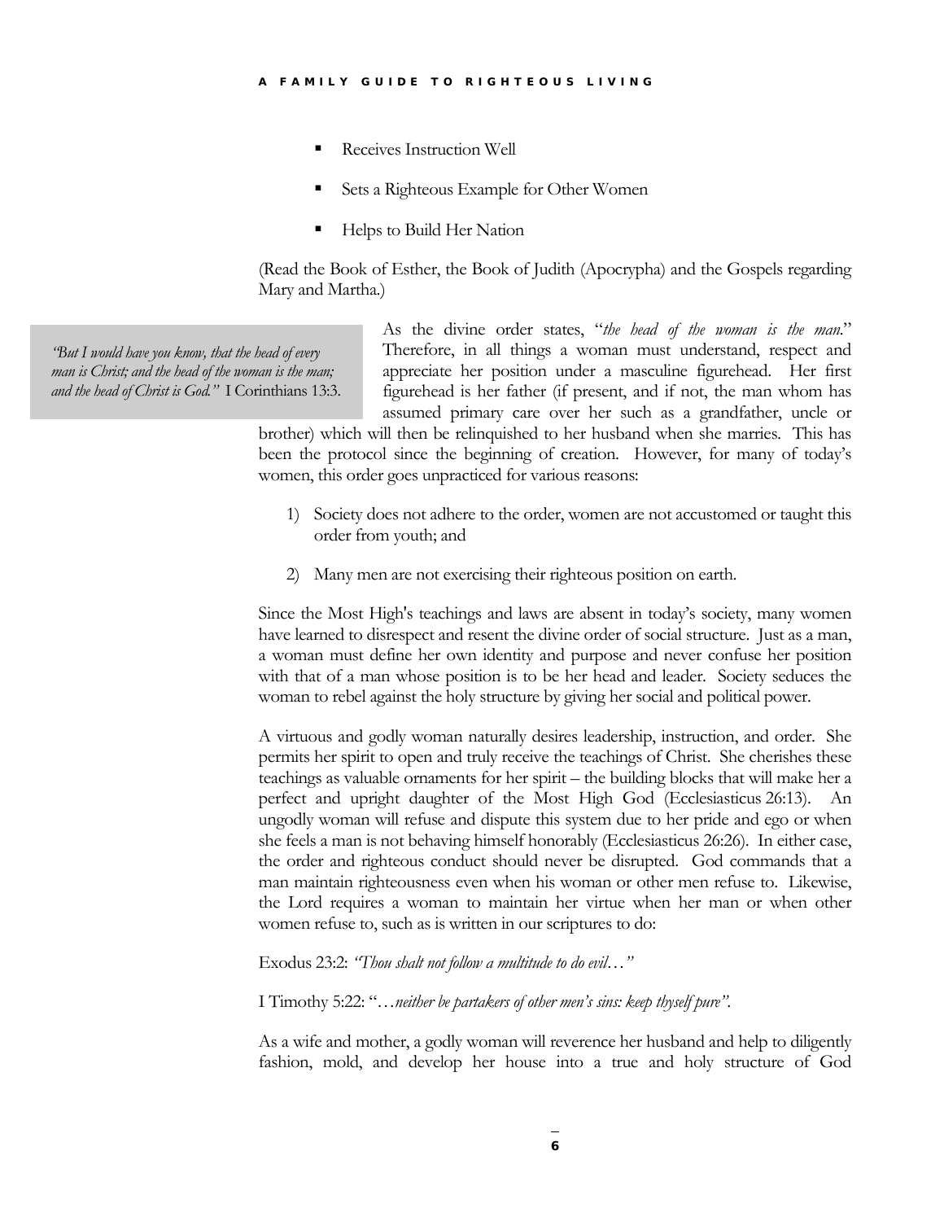- Receives Instruction Well
- Sets a Righteous Example for Other Women
- Helps to Build Her Nation

(Read the Book of Esther, the Book of Judith (Apocrypha) and the Gospels regarding Mary and Martha.)

> *"But I would have you know, that the head of every man is Christ; and the head of the woman is the man; and the head of Christ is God."* I Corinthians 13:3.

As the divine order states, "*the head of the woman is the man*." Therefore, in all things a woman must understand, respect and appreciate her position under a masculine figurehead. Her first figurehead is her father (if present, and if not, the man whom has assumed primary care over her such as a grandfather, uncle or brother) which will then be relinquished to her husband when she marries. This has been the protocol since the beginning of creation. However, for many of today's women, this order goes unpracticed for various reasons:

1) Society does not adhere to the order, women are not accustomed or taught this order from youth; and
2) Many men are not exercising their righteous position on earth.

Since the Most High's teachings and laws are absent in today's society, many women have learned to disrespect and resent the divine order of social structure. Just as a man, a woman must define her own identity and purpose and never confuse her position with that of a man whose position is to be her head and leader. Society seduces the woman to rebel against the holy structure by giving her social and political power.

A virtuous and godly woman naturally desires leadership, instruction, and order. She permits her spirit to open and truly receive the teachings of Christ. She cherishes these teachings as valuable ornaments for her spirit – the building blocks that will make her a perfect and upright daughter of the Most High God (Ecclesiasticus 26:13). An ungodly woman will refuse and dispute this system due to her pride and ego or when she feels a man is not behaving himself honorably (Ecclesiasticus 26:26). In either case, the order and righteous conduct should never be disrupted. God commands that a man maintain righteousness even when his woman or other men refuse to. Likewise, the Lord requires a woman to maintain her virtue when her man or when other women refuse to, such as is written in our scriptures to do:

Exodus 23:2: *"Thou shalt not follow a multitude to do evil…"*

I Timothy 5:22: "*…neither be partakers of other men's sins: keep thyself pure"*.

As a wife and mother, a godly woman will reverence her husband and help to diligently fashion, mold, and develop her house into a true and holy structure of God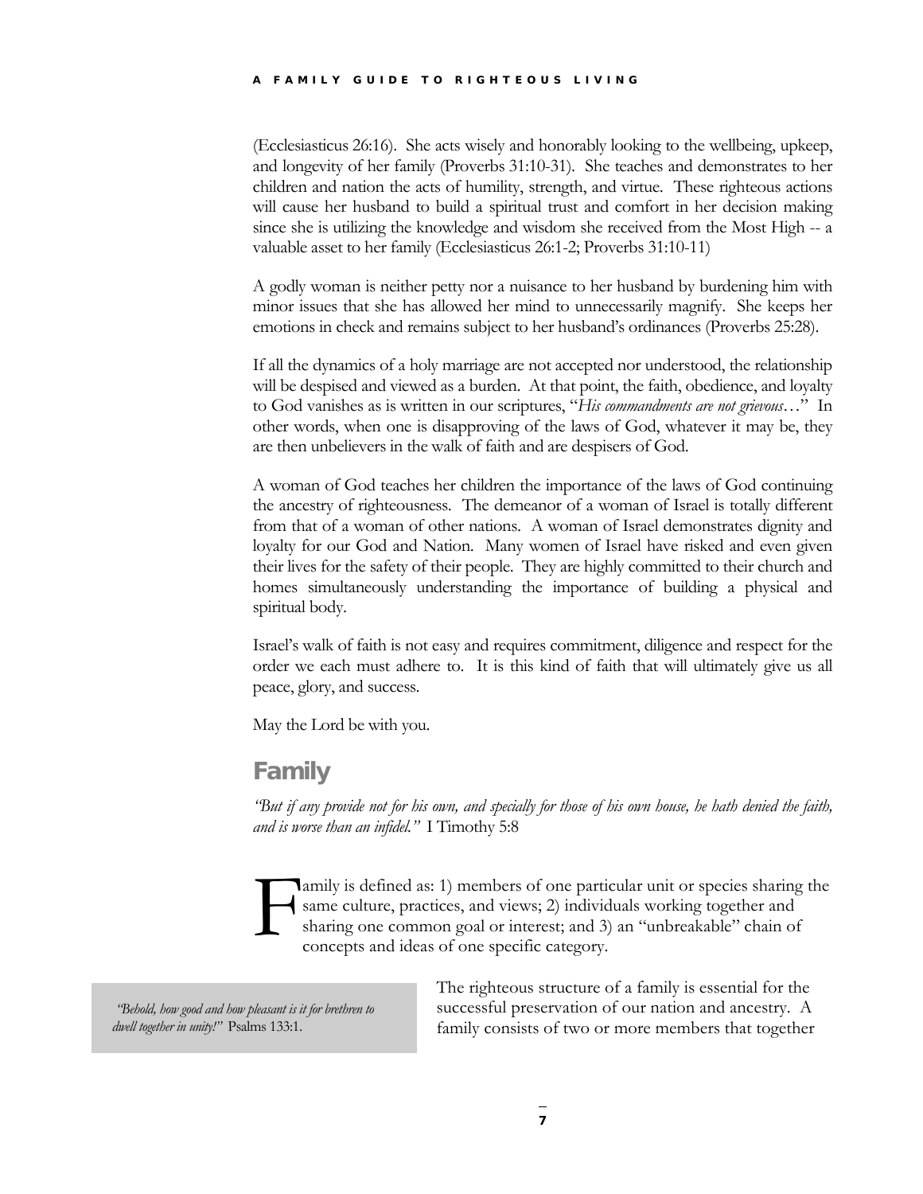(Ecclesiasticus 26:16). She acts wisely and honorably looking to the wellbeing, upkeep, and longevity of her family (Proverbs 31:10-31). She teaches and demonstrates to her children and nation the acts of humility, strength, and virtue. These righteous actions will cause her husband to build a spiritual trust and comfort in her decision making since she is utilizing the knowledge and wisdom she received from the Most High -- a valuable asset to her family (Ecclesiasticus 26:1-2; Proverbs 31:10-11)

A godly woman is neither petty nor a nuisance to her husband by burdening him with minor issues that she has allowed her mind to unnecessarily magnify. She keeps her emotions in check and remains subject to her husband's ordinances (Proverbs 25:28).

If all the dynamics of a holy marriage are not accepted nor understood, the relationship will be despised and viewed as a burden. At that point, the faith, obedience, and loyalty to God vanishes as is written in our scriptures, "*His commandments are not grievous…*" In other words, when one is disapproving of the laws of God, whatever it may be, they are then unbelievers in the walk of faith and are despisers of God.

A woman of God teaches her children the importance of the laws of God continuing the ancestry of righteousness. The demeanor of a woman of Israel is totally different from that of a woman of other nations. A woman of Israel demonstrates dignity and loyalty for our God and Nation. Many women of Israel have risked and even given their lives for the safety of their people. They are highly committed to their church and homes simultaneously understanding the importance of building a physical and spiritual body.

Israel's walk of faith is not easy and requires commitment, diligence and respect for the order we each must adhere to. It is this kind of faith that will ultimately give us all peace, glory, and success.

May the Lord be with you.

## Family

*"But if any provide not for his own, and specially for those of his own house, he hath denied the faith, and is worse than an infidel."* I Timothy 5:8

Family is defined as: 1) members of one particular unit or species sharing the same culture, practices, and views; 2) individuals working together and sharing one common goal or interest; and 3) an "unbreakable" chain of concepts and ideas of one specific category.

> *"Behold, how good and how pleasant is it for brethren to dwell together in unity!"* Psalms 133:1.

The righteous structure of a family is essential for the successful preservation of our nation and ancestry. A family consists of two or more members that together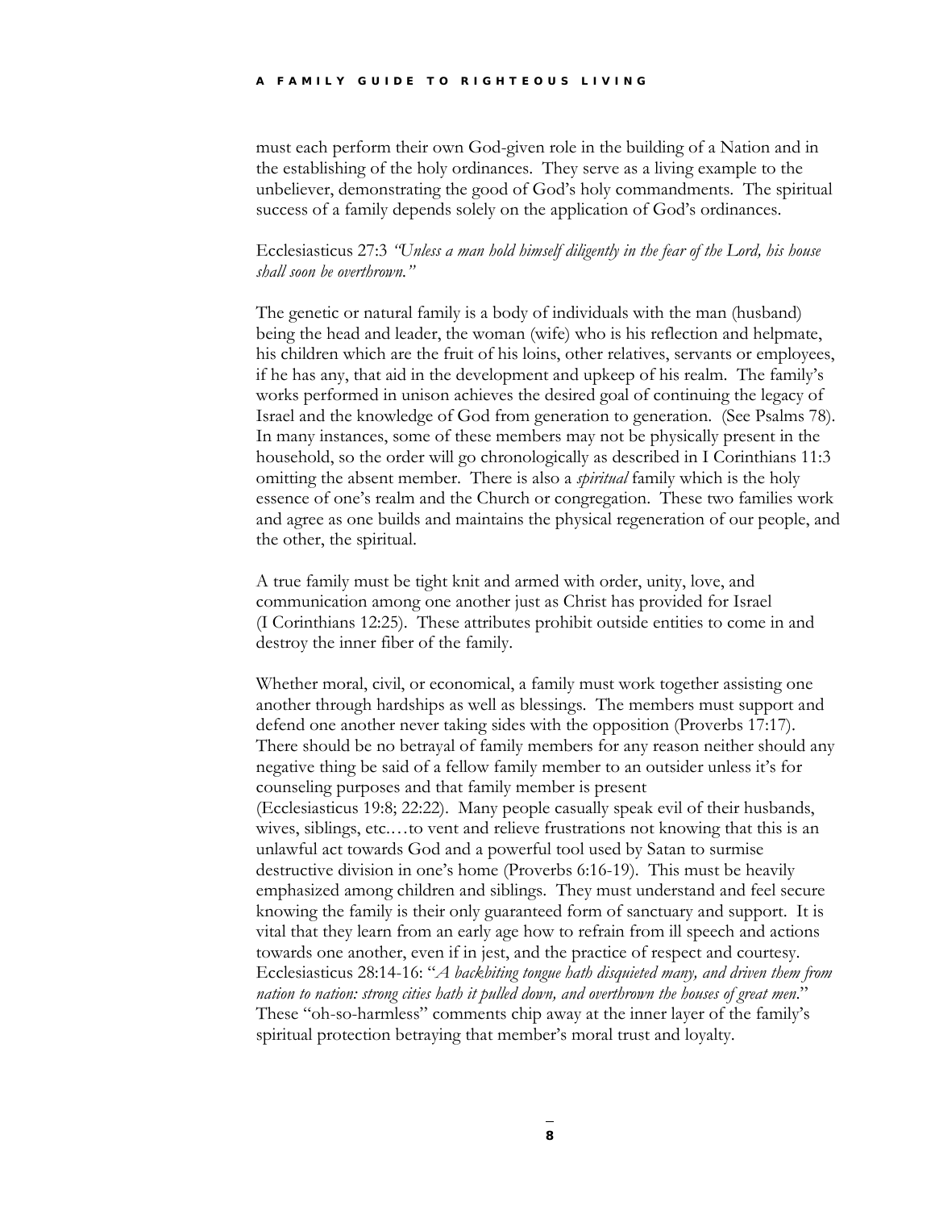must each perform their own God-given role in the building of a Nation and in the establishing of the holy ordinances. They serve as a living example to the unbeliever, demonstrating the good of God's holy commandments. The spiritual success of a family depends solely on the application of God's ordinances.

Ecclesiasticus 27:3 *"Unless a man hold himself diligently in the fear of the Lord, his house shall soon be overthrown."*

The genetic or natural family is a body of individuals with the man (husband) being the head and leader, the woman (wife) who is his reflection and helpmate, his children which are the fruit of his loins, other relatives, servants or employees, if he has any, that aid in the development and upkeep of his realm. The family's works performed in unison achieves the desired goal of continuing the legacy of Israel and the knowledge of God from generation to generation. (See Psalms 78). In many instances, some of these members may not be physically present in the household, so the order will go chronologically as described in I Corinthians 11:3 omitting the absent member. There is also a *spiritual* family which is the holy essence of one's realm and the Church or congregation. These two families work and agree as one builds and maintains the physical regeneration of our people, and the other, the spiritual.

A true family must be tight knit and armed with order, unity, love, and communication among one another just as Christ has provided for Israel (I Corinthians 12:25). These attributes prohibit outside entities to come in and destroy the inner fiber of the family.

Whether moral, civil, or economical, a family must work together assisting one another through hardships as well as blessings. The members must support and defend one another never taking sides with the opposition (Proverbs 17:17). There should be no betrayal of family members for any reason neither should any negative thing be said of a fellow family member to an outsider unless it's for counseling purposes and that family member is present (Ecclesiasticus 19:8; 22:22). Many people casually speak evil of their husbands, wives, siblings, etc.…to vent and relieve frustrations not knowing that this is an unlawful act towards God and a powerful tool used by Satan to surmise destructive division in one's home (Proverbs 6:16-19). This must be heavily emphasized among children and siblings. They must understand and feel secure knowing the family is their only guaranteed form of sanctuary and support. It is vital that they learn from an early age how to refrain from ill speech and actions towards one another, even if in jest, and the practice of respect and courtesy. Ecclesiasticus 28:14-16: "*A backbiting tongue hath disquieted many, and driven them from nation to nation: strong cities hath it pulled down, and overthrown the houses of great men*." These "oh-so-harmless" comments chip away at the inner layer of the family's spiritual protection betraying that member's moral trust and loyalty.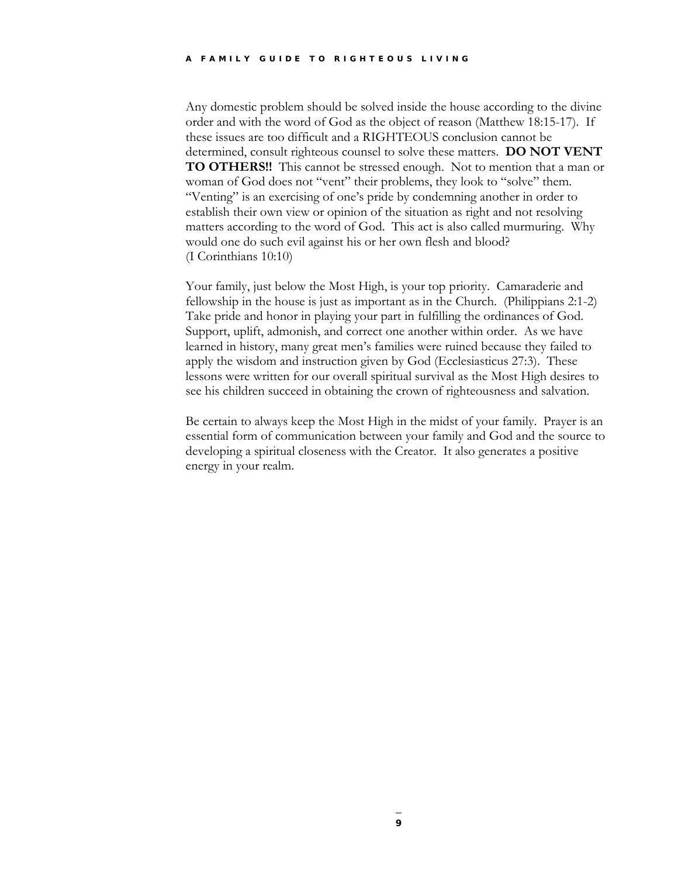Any domestic problem should be solved inside the house according to the divine order and with the word of God as the object of reason (Matthew 18:15-17). If these issues are too difficult and a RIGHTEOUS conclusion cannot be determined, consult righteous counsel to solve these matters. **DO NOT VENT TO OTHERS!!** This cannot be stressed enough. Not to mention that a man or woman of God does not "vent" their problems, they look to "solve" them. "Venting" is an exercising of one's pride by condemning another in order to establish their own view or opinion of the situation as right and not resolving matters according to the word of God. This act is also called murmuring. Why would one do such evil against his or her own flesh and blood? (I Corinthians 10:10)

Your family, just below the Most High, is your top priority. Camaraderie and fellowship in the house is just as important as in the Church. (Philippians 2:1-2) Take pride and honor in playing your part in fulfilling the ordinances of God. Support, uplift, admonish, and correct one another within order. As we have learned in history, many great men's families were ruined because they failed to apply the wisdom and instruction given by God (Ecclesiasticus 27:3). These lessons were written for our overall spiritual survival as the Most High desires to see his children succeed in obtaining the crown of righteousness and salvation.

Be certain to always keep the Most High in the midst of your family. Prayer is an essential form of communication between your family and God and the source to developing a spiritual closeness with the Creator. It also generates a positive energy in your realm.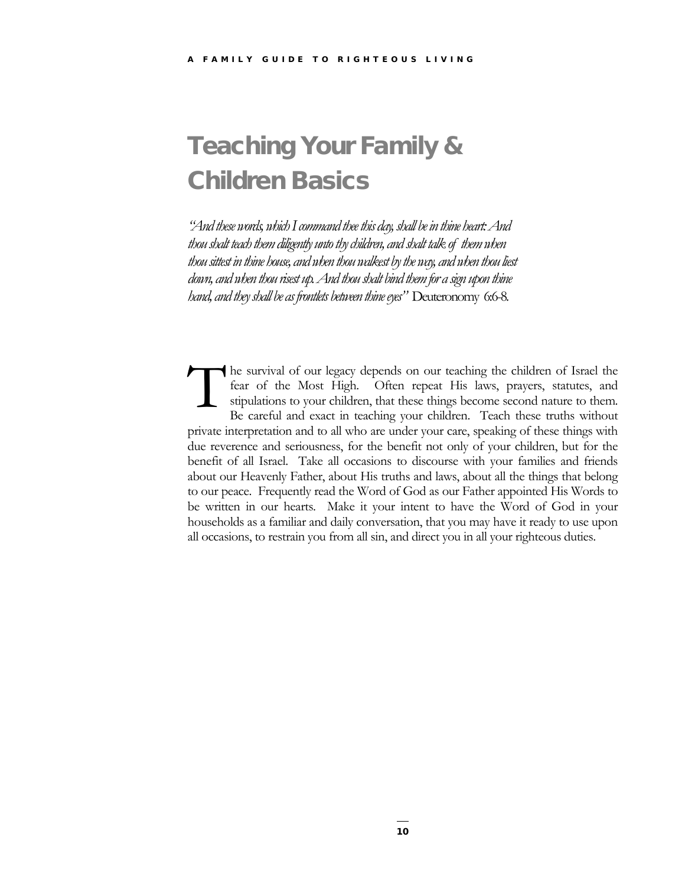# Teaching Your Family & Children Basics

*"And these words, which I command thee this day, shall be in thine heart: And thou shalt teach them diligently unto thy children, and shalt talk of them when thou sittest in thine house, and when thou walkest by the way, and when thou liest down, and when thou risest up. And thou shalt bind them for a sign upon thine hand, and they shall be as frontlets between thine eyes"* Deuteronomy 6:6-8.

The survival of our legacy depends on our teaching the children of Israel the fear of the Most High. Often repeat His laws, prayers, statutes, and stipulations to your children, that these things become second nature to them. Be careful and exact in teaching your children. Teach these truths without private interpretation and to all who are under your care, speaking of these things with due reverence and seriousness, for the benefit not only of your children, but for the benefit of all Israel. Take all occasions to discourse with your families and friends about our Heavenly Father, about His truths and laws, about all the things that belong to our peace. Frequently read the Word of God as our Father appointed His Words to be written in our hearts. Make it your intent to have the Word of God in your households as a familiar and daily conversation, that you may have it ready to use upon all occasions, to restrain you from all sin, and direct you in all your righteous duties.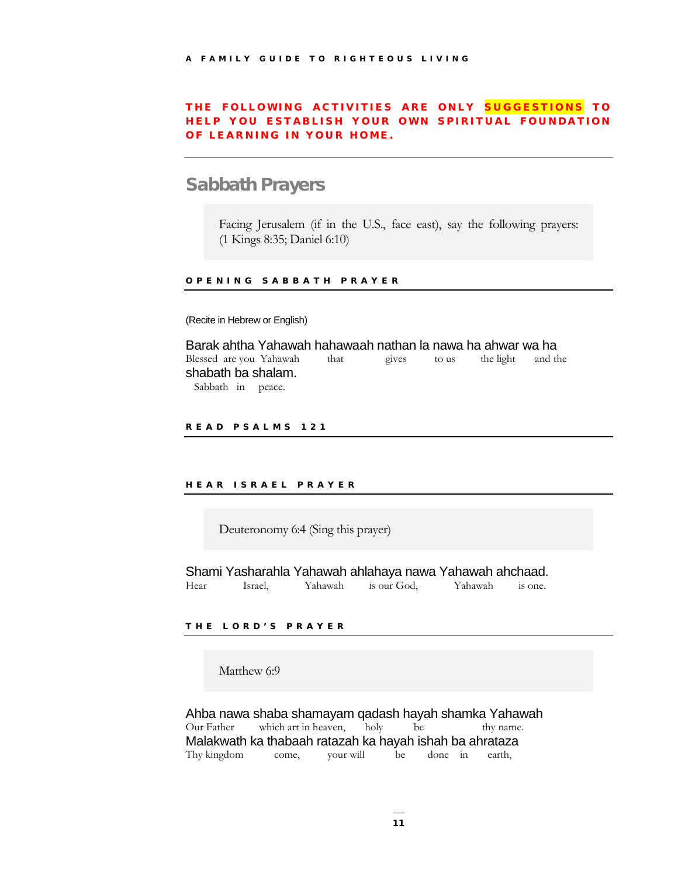**THE FOLLOWING ACTIVITIES ARE ONLY SUGGESTIONS TO HELP YOU ESTABLISH YOUR OWN SPIRITUAL FOUNDATION OF LEARNING IN YOUR HOME.**

---

## Sabbath Prayers

> Facing Jerusalem (if in the U.S., face east), say the following prayers: (1 Kings 8:35; Daniel 6:10)

### OPENING SABBATH PRAYER

(Recite in Hebrew or English)

Barak ahtha Yahawah hahawaah nathan la nawa ha ahwar wa ha
Blessed are you Yahawah that gives to us the light and the
shabath ba shalam.
Sabbath in peace.

### READ PSALMS 121

### HEAR ISRAEL PRAYER

> Deuteronomy 6:4 (Sing this prayer)

Shami Yasharahla Yahawah ahlahaya nawa Yahawah ahchaad.
Hear Israel, Yahawah is our God, Yahawah is one.

### THE LORD'S PRAYER

> Matthew 6:9

Ahba nawa shaba shamayam qadash hayah shamka Yahawah
Our Father which art in heaven, holy be thy name.
Malakwath ka thabaah ratazah ka hayah ishah ba ahrataza
Thy kingdom come, your will be done in earth,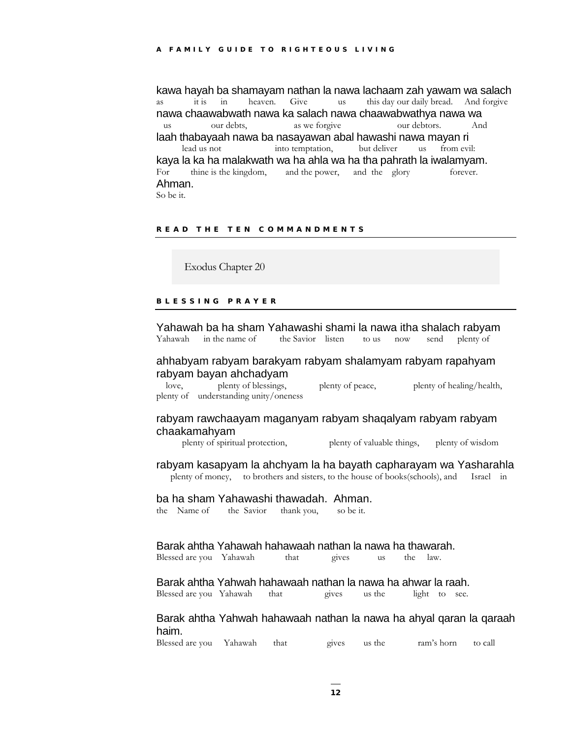kawa hayah ba shamayam nathan la nawa lachaam zah yawam wa salach
as it is in heaven. Give us this day our daily bread. And forgive
nawa chaawabwath nawa ka salach nawa chaawabwathya nawa wa
us our debts, as we forgive our debtors. And
laah thabayaah nawa ba nasayawan abal hawashi nawa mayan ri
lead us not into temptation, but deliver us from evil:
kaya la ka ha malakwath wa ha ahla wa ha tha pahrath la iwalamyam.
For thine is the kingdom, and the power, and the glory forever.
Ahman.
So be it.

## READ THE TEN COMMANDMENTS

Exodus Chapter 20

## BLESSING PRAYER

Yahawah ba ha sham Yahawashi shami la nawa itha shalach rabyam
Yahawah in the name of the Savior listen to us now send plenty of

ahhabyam rabyam barakyam rabyam shalamyam rabyam rapahyam rabyam bayan ahchadyam
love, plenty of blessings, plenty of peace, plenty of healing/health, plenty of understanding unity/oneness

rabyam rawchaayam maganyam rabyam shaqalyam rabyam rabyam chaakamahyam
plenty of spiritual protection, plenty of valuable things, plenty of wisdom

rabyam kasapyam la ahchyam la ha bayath capharayam wa Yasharahla
plenty of money, to brothers and sisters, to the house of books(schools), and Israel in

ba ha sham Yahawashi thawadah. Ahman.
the Name of the Savior thank you, so be it.

Barak ahtha Yahawah hahawaah nathan la nawa ha thawarah.
Blessed are you Yahawah that gives us the law.

Barak ahtha Yahwah hahawaah nathan la nawa ha ahwar la raah.
Blessed are you Yahawah that gives us the light to see.

Barak ahtha Yahwah hahawaah nathan la nawa ha ahyal qaran la qaraah haim.
Blessed are you Yahawah that gives us the ram's horn to call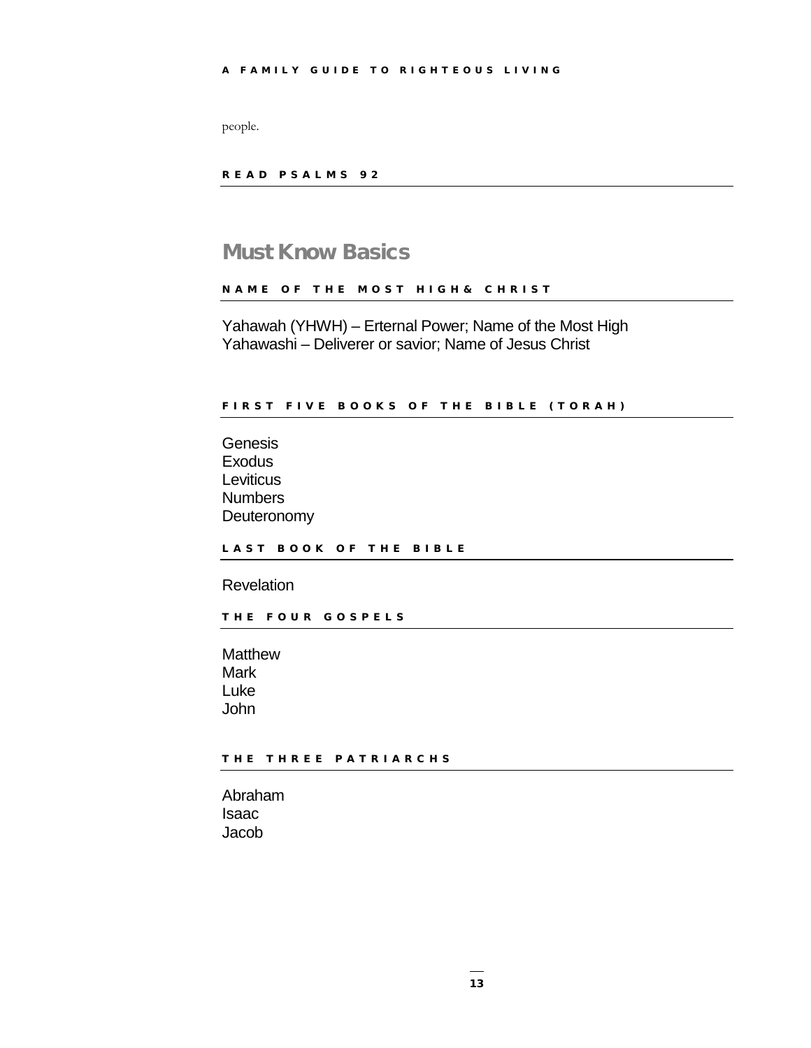people.

#### READ PSALMS 92

## Must Know Basics

#### NAME OF THE MOST HIGH& CHRIST

Yahawah (YHWH) – Erternal Power; Name of the Most High
Yahawashi – Deliverer or savior; Name of Jesus Christ

#### FIRST FIVE BOOKS OF THE BIBLE (TORAH)

Genesis
Exodus
Leviticus
Numbers
Deuteronomy

#### LAST BOOK OF THE BIBLE

Revelation

#### THE FOUR GOSPELS

Matthew
Mark
Luke
John

#### THE THREE PATRIARCHS

Abraham
Isaac
Jacob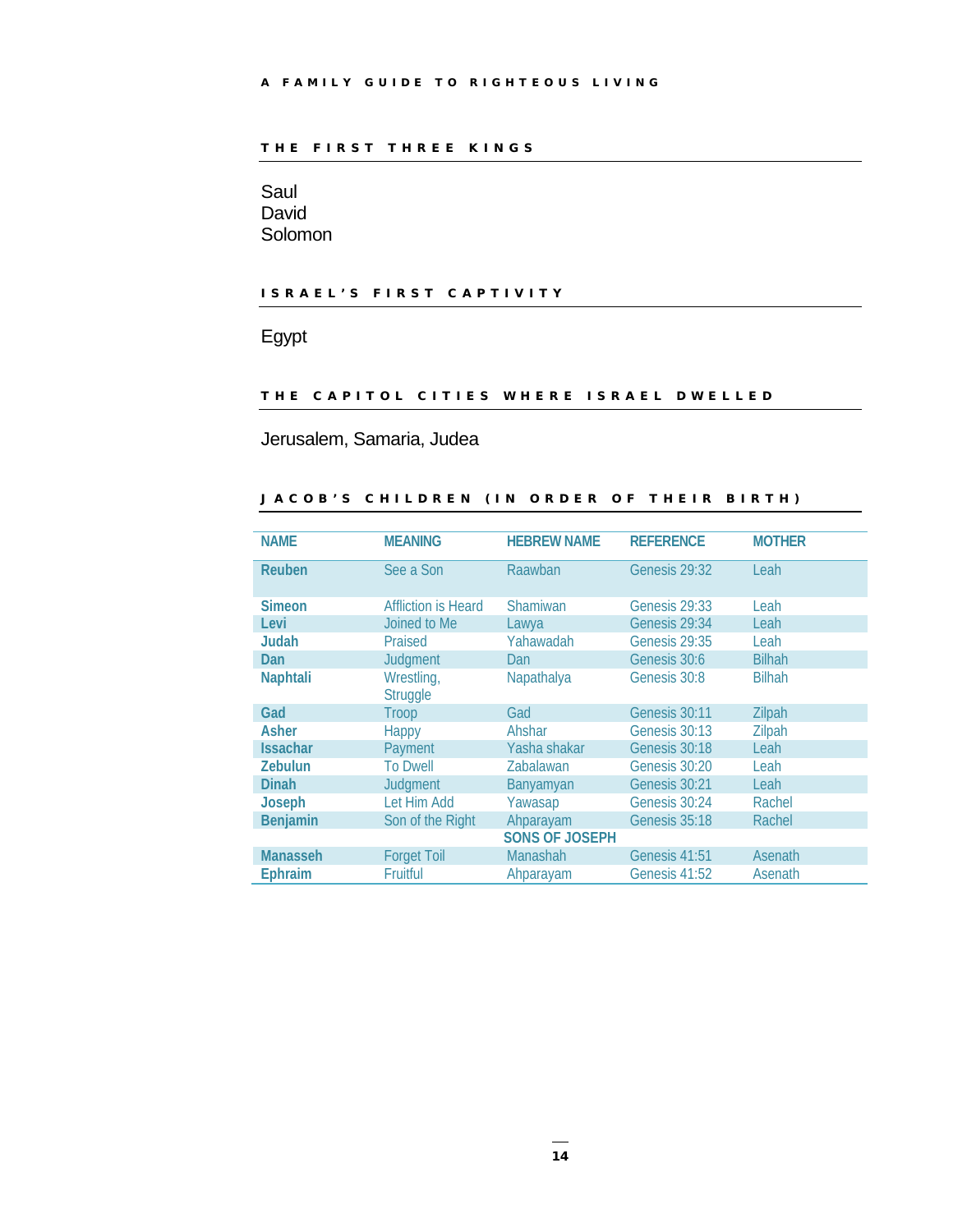## THE FIRST THREE KINGS

Saul
David
Solomon

## ISRAEL'S FIRST CAPTIVITY

Egypt

## THE CAPITOL CITIES WHERE ISRAEL DWELLED

Jerusalem, Samaria, Judea

## JACOB'S CHILDREN (IN ORDER OF THEIR BIRTH)

| NAME | MEANING | HEBREW NAME | REFERENCE | MOTHER |
|---|---|---|---|---|
| **Reuben** | See a Son | Raawban | Genesis 29:32 | Leah |
| **Simeon** | Affliction is Heard | Shamiwan | Genesis 29:33 | Leah |
| **Levi** | Joined to Me | Lawya | Genesis 29:34 | Leah |
| **Judah** | Praised | Yahawadah | Genesis 29:35 | Leah |
| **Dan** | Judgment | Dan | Genesis 30:6 | Bilhah |
| **Naphtali** | Wrestling, Struggle | Napathalya | Genesis 30:8 | Bilhah |
| **Gad** | Troop | Gad | Genesis 30:11 | Zilpah |
| **Asher** | Happy | Ahshar | Genesis 30:13 | Zilpah |
| **Issachar** | Payment | Yasha shakar | Genesis 30:18 | Leah |
| **Zebulun** | To Dwell | Zabalawan | Genesis 30:20 | Leah |
| **Dinah** | Judgment | Banyamyan | Genesis 30:21 | Leah |
| **Joseph** | Let Him Add | Yawasap | Genesis 30:24 | Rachel |
| **Benjamin** | Son of the Right | Ahparayam | Genesis 35:18 | Rachel |
| | | **SONS OF JOSEPH** | | |
| **Manasseh** | Forget Toil | Manashah | Genesis 41:51 | Asenath |
| **Ephraim** | Fruitful | Ahparayam | Genesis 41:52 | Asenath |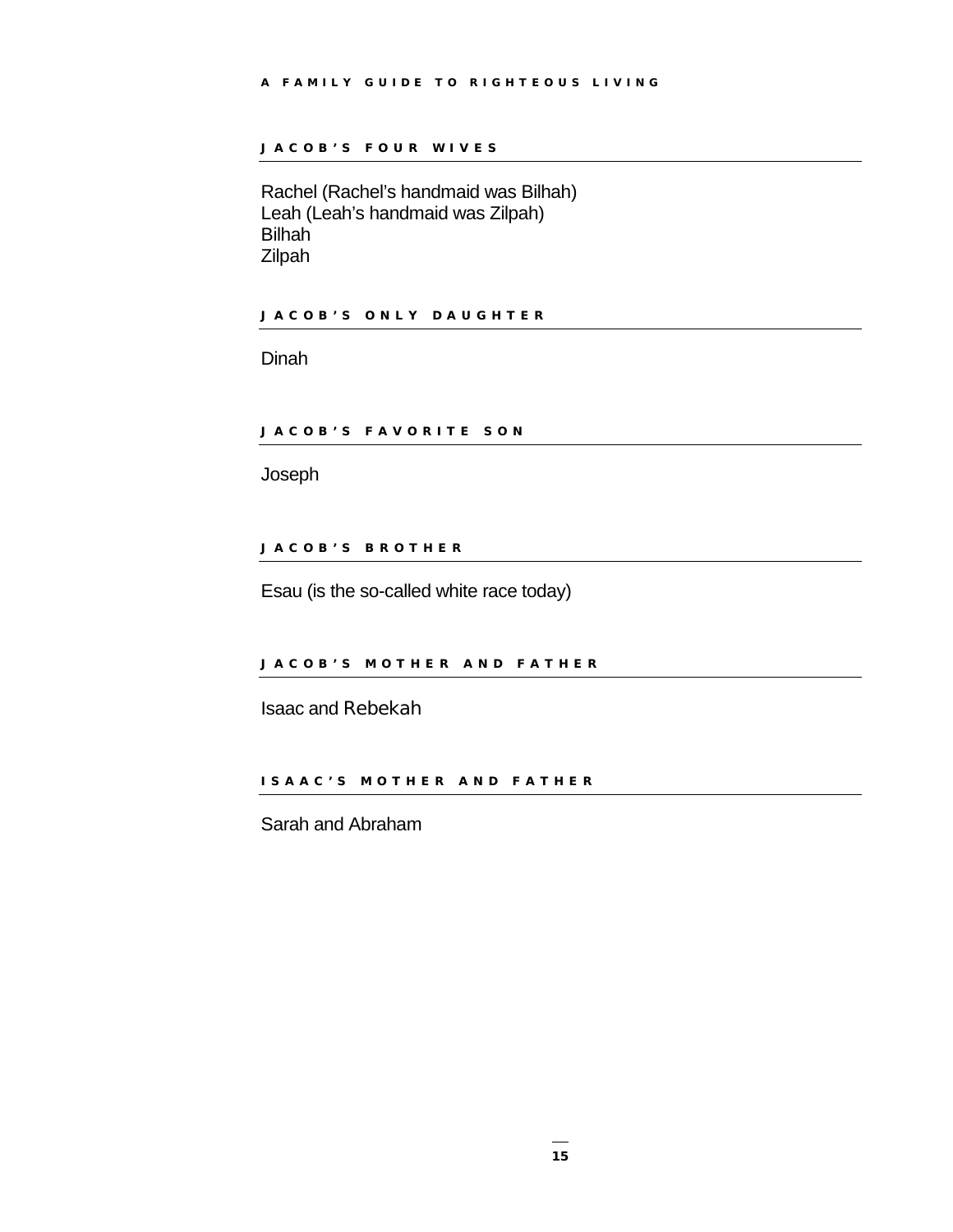## JACOB'S FOUR WIVES

Rachel (Rachel's handmaid was Bilhah)
Leah (Leah's handmaid was Zilpah)
Bilhah
Zilpah

## JACOB'S ONLY DAUGHTER

Dinah

## JACOB'S FAVORITE SON

Joseph

## JACOB'S BROTHER

Esau (is the so-called white race today)

## JACOB'S MOTHER AND FATHER

Isaac and Rebekah

## ISAAC'S MOTHER AND FATHER

Sarah and Abraham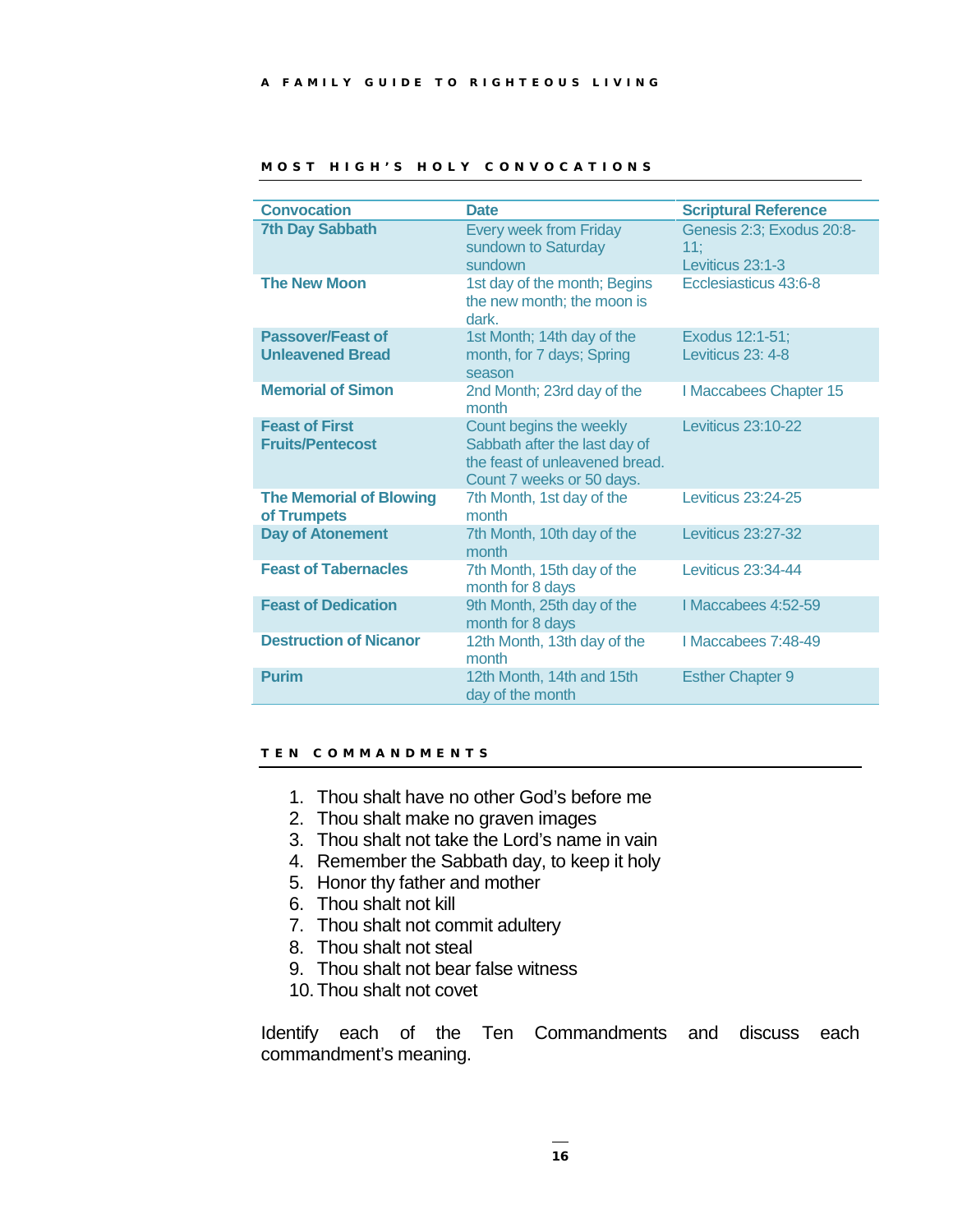## MOST HIGH'S HOLY CONVOCATIONS

| Convocation | Date | Scriptural Reference |
|---|---|---|
| **7th Day Sabbath** | Every week from Friday sundown to Saturday sundown | Genesis 2:3; Exodus 20:8-11; Leviticus 23:1-3 |
| **The New Moon** | 1st day of the month; Begins the new month; the moon is dark. | Ecclesiasticus 43:6-8 |
| **Passover/Feast of Unleavened Bread** | 1st Month; 14th day of the month, for 7 days; Spring season | Exodus 12:1-51; Leviticus 23: 4-8 |
| **Memorial of Simon** | 2nd Month; 23rd day of the month | I Maccabees Chapter 15 |
| **Feast of First Fruits/Pentecost** | Count begins the weekly Sabbath after the last day of the feast of unleavened bread. Count 7 weeks or 50 days. | Leviticus 23:10-22 |
| **The Memorial of Blowing of Trumpets** | 7th Month, 1st day of the month | Leviticus 23:24-25 |
| **Day of Atonement** | 7th Month, 10th day of the month | Leviticus 23:27-32 |
| **Feast of Tabernacles** | 7th Month, 15th day of the month for 8 days | Leviticus 23:34-44 |
| **Feast of Dedication** | 9th Month, 25th day of the month for 8 days | I Maccabees 4:52-59 |
| **Destruction of Nicanor** | 12th Month, 13th day of the month | I Maccabees 7:48-49 |
| **Purim** | 12th Month, 14th and 15th day of the month | Esther Chapter 9 |

## TEN COMMANDMENTS

1. Thou shalt have no other God's before me
2. Thou shalt make no graven images
3. Thou shalt not take the Lord's name in vain
4. Remember the Sabbath day, to keep it holy
5. Honor thy father and mother
6. Thou shalt not kill
7. Thou shalt not commit adultery
8. Thou shalt not steal
9. Thou shalt not bear false witness
10. Thou shalt not covet

Identify each of the Ten Commandments and discuss each commandment's meaning.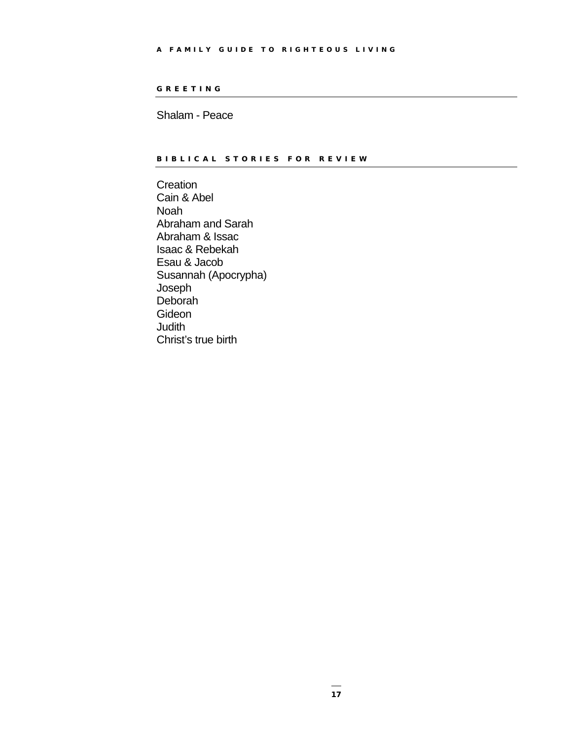## GREETING

Shalam - Peace

## BIBLICAL STORIES FOR REVIEW

Creation
Cain & Abel
Noah
Abraham and Sarah
Abraham & Issac
Isaac & Rebekah
Esau & Jacob
Susannah (Apocrypha)
Joseph
Deborah
Gideon
Judith
Christ's true birth